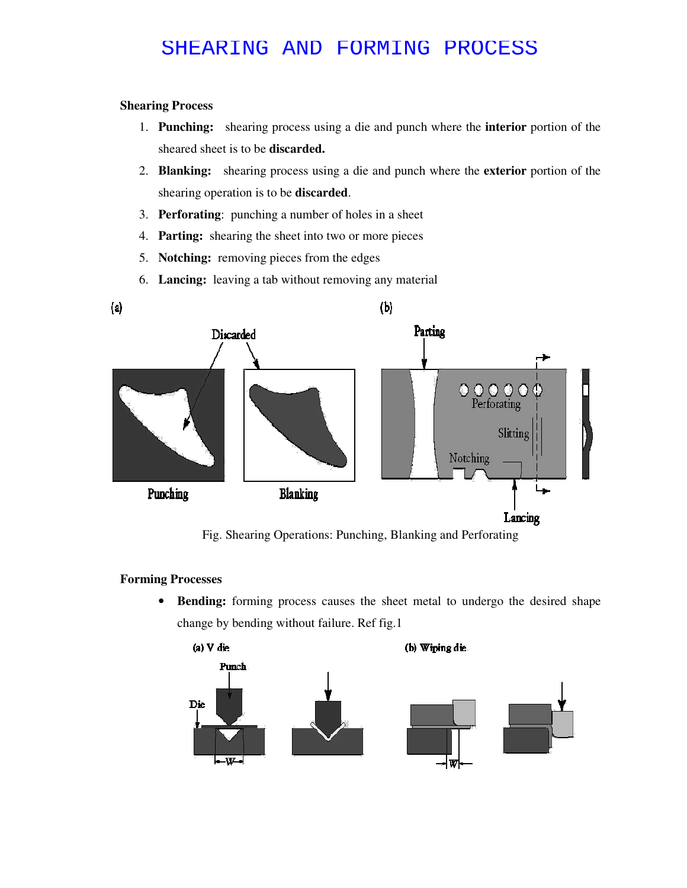# SHEARING AND FORMING PROCESS

**Shearing Process**

1. **Punching:** shearing process using a die and punch where the **interior** portion of the sheared sheet is to be **discarded.**
2. **Blanking:** shearing process using a die and punch where the **exterior** portion of the shearing operation is to be **discarded**.
3. **Perforating**: punching a number of holes in a sheet
4. **Parting:** shearing the sheet into two or more pieces
5. **Notching:** removing pieces from the edges
6. **Lancing:** leaving a tab without removing any material

Fig. Shearing Operations: Punching, Blanking and Perforating

**Forming Processes**

- **Bending:** forming process causes the sheet metal to undergo the desired shape change by bending without failure. Ref fig.1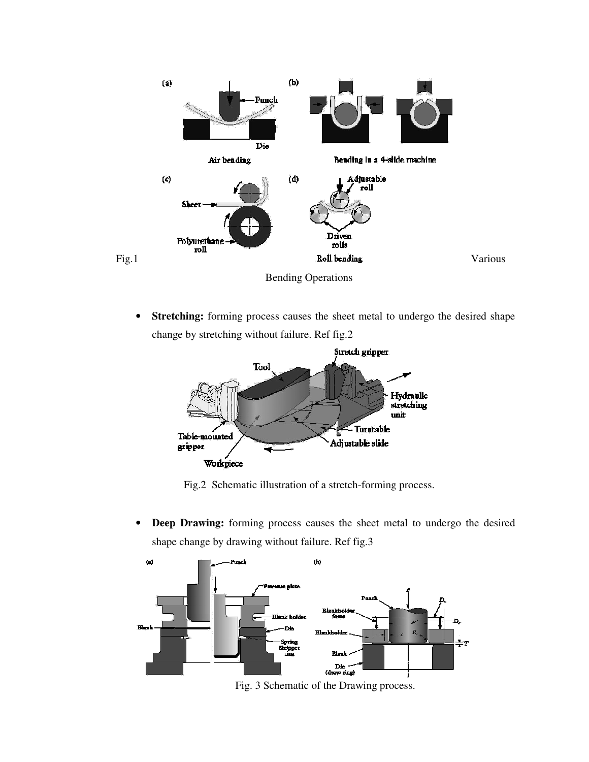Fig.1 Various Bending Operations

- **Stretching:** forming process causes the sheet metal to undergo the desired shape change by stretching without failure. Ref fig.2

Fig.2 Schematic illustration of a stretch-forming process.

- **Deep Drawing:** forming process causes the sheet metal to undergo the desired shape change by drawing without failure. Ref fig.3

Fig. 3 Schematic of the Drawing process.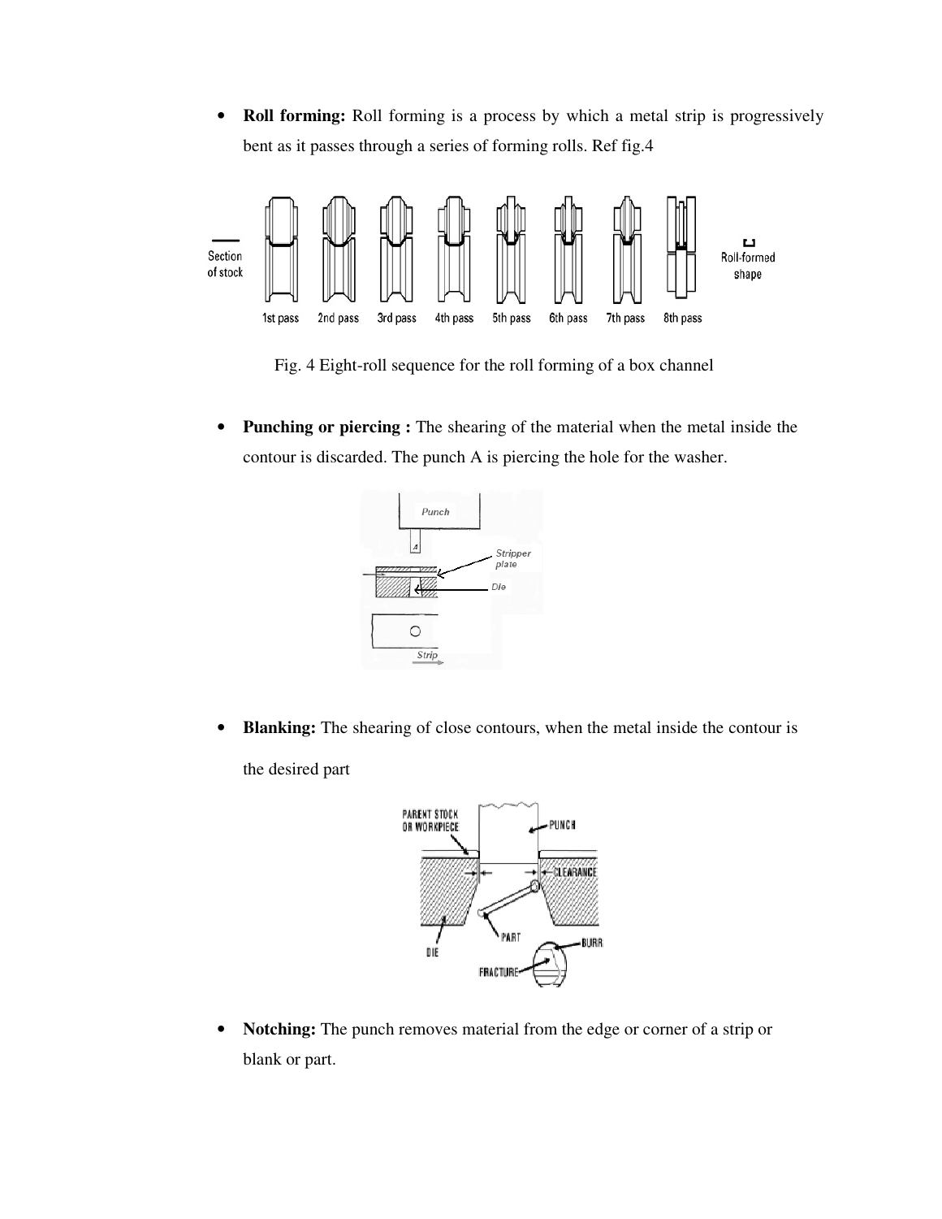- **Roll forming:** Roll forming is a process by which a metal strip is progressively bent as it passes through a series of forming rolls. Ref fig.4

Fig. 4 Eight-roll sequence for the roll forming of a box channel

- **Punching or piercing :** The shearing of the material when the metal inside the contour is discarded. The punch A is piercing the hole for the washer.

- **Blanking:** The shearing of close contours, when the metal inside the contour is the desired part

- **Notching:** The punch removes material from the edge or corner of a strip or blank or part.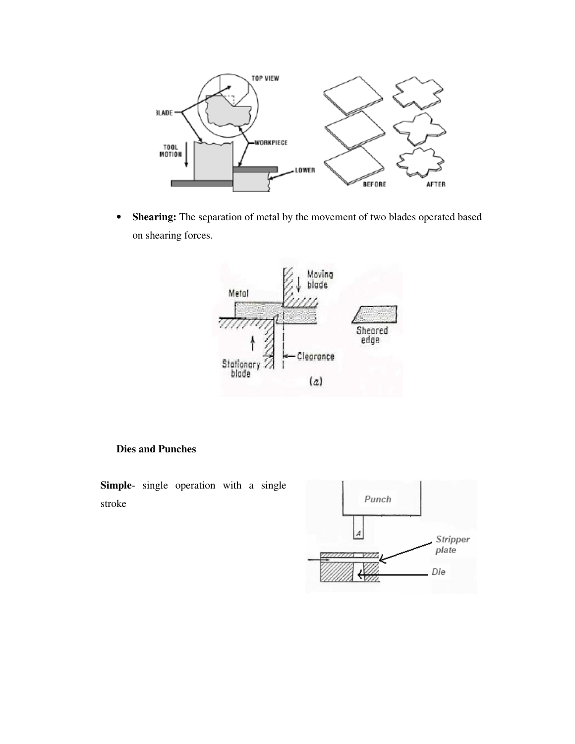- **Shearing:** The separation of metal by the movement of two blades operated based on shearing forces.

**Dies and Punches**

**Simple**- single operation with a single stroke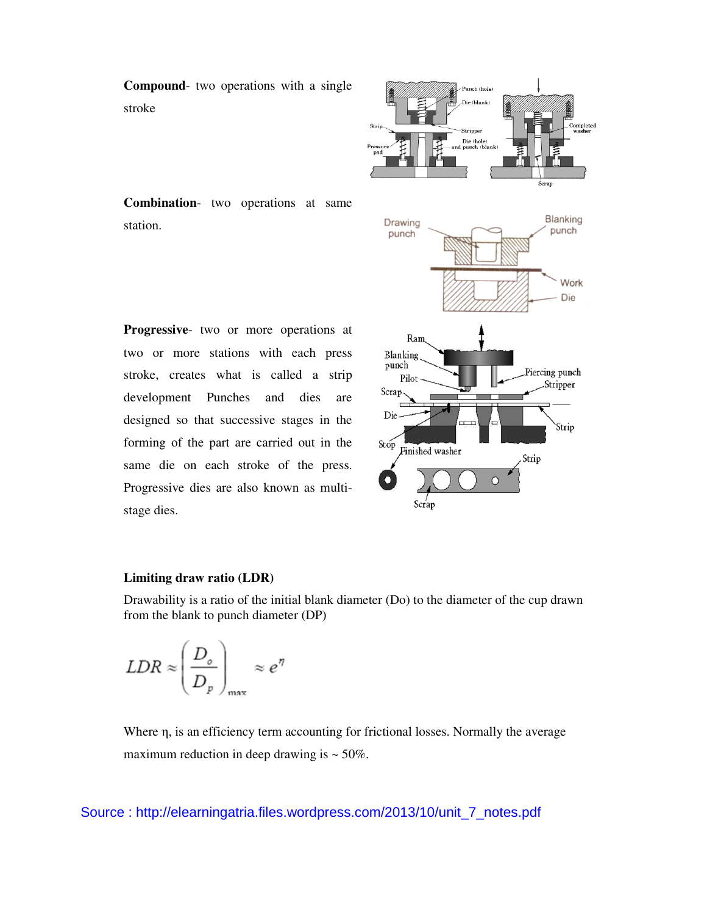**Compound**- two operations with a single stroke

**Combination**- two operations at same station.

**Progressive**- two or more operations at two or more stations with each press stroke, creates what is called a strip development Punches and dies are designed so that successive stages in the forming of the part are carried out in the same die on each stroke of the press. Progressive dies are also known as multi-stage dies.

**Limiting draw ratio (LDR)**

Drawability is a ratio of the initial blank diameter (Do) to the diameter of the cup drawn from the blank to punch diameter (DP)

$$LDR \approx \left(\frac{D_o}{D_p}\right)_{max} \approx e^{\eta}$$

Where η, is an efficiency term accounting for frictional losses. Normally the average maximum reduction in deep drawing is ~ 50%.

Source : http://elearningatria.files.wordpress.com/2013/10/unit_7_notes.pdf